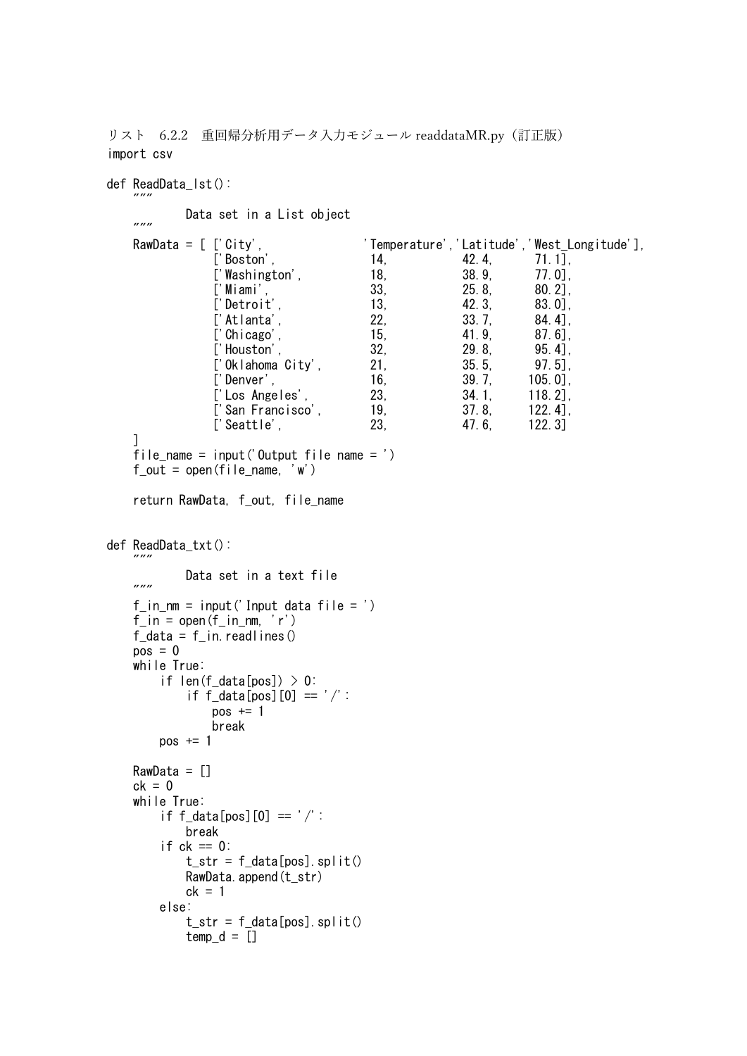リスト　6.2.2　重回帰分析用データ入力モジュール readdataMR.py（訂正版）

```
import csv

def ReadData_lst():
    """
          Data set in a List object
    """
    RawData = [ ['City',              'Temperature','Latitude','West_Longitude'],
                ['Boston',             14,          42.4,      71.1],
                ['Washington',         18,          38.9,      77.0],
                ['Miami',              33,          25.8,      80.2],
                ['Detroit',            13,          42.3,      83.0],
                ['Atlanta',            22,          33.7,      84.4],
                ['Chicago',            15,          41.9,      87.6],
                ['Houston',            32,          29.8,      95.4],
                ['Oklahoma City',      21,          35.5,      97.5],
                ['Denver',             16,          39.7,     105.0],
                ['Los Angeles',        23,          34.1,     118.2],
                ['San Francisco',      19,          37.8,     122.4],
                ['Seattle',            23,          47.6,     122.3]
    ]
    file_name = input('Output file name = ')
    f_out = open(file_name, 'w')

    return RawData, f_out, file_name


def ReadData_txt():
    """
          Data set in a text file
    """
    f_in_nm = input('Input data file = ')
    f_in = open(f_in_nm, 'r')
    f_data = f_in.readlines()
    pos = 0
    while True:
        if len(f_data[pos]) > 0:
            if f_data[pos][0] == '/':
                pos += 1
                break
        pos += 1

    RawData = []
    ck = 0
    while True:
        if f_data[pos][0] == '/':
            break
        if ck == 0:
            t_str = f_data[pos].split()
            RawData.append(t_str)
            ck = 1
        else:
            t_str = f_data[pos].split()
            temp_d = []
```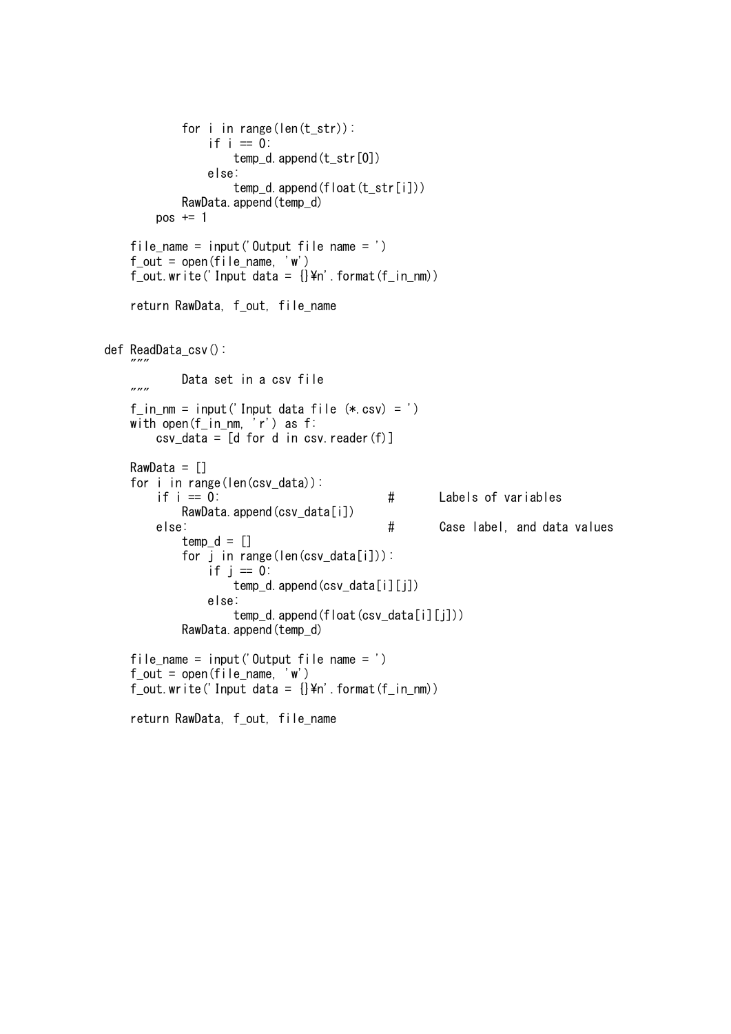```
            for i in range(len(t_str)):
                if i == 0:
                    temp_d.append(t_str[0])
                else:
                    temp_d.append(float(t_str[i]))
            RawData.append(temp_d)
        pos += 1

    file_name = input('Output file name = ')
    f_out = open(file_name, 'w')
    f_out.write('Input data = {}¥n'.format(f_in_nm))

    return RawData, f_out, file_name


def ReadData_csv():
    """
            Data set in a csv file
    """
    f_in_nm = input('Input data file (*.csv) = ')
    with open(f_in_nm, 'r') as f:
        csv_data = [d for d in csv.reader(f)]

    RawData = []
    for i in range(len(csv_data)):
        if i == 0:                          #       Labels of variables
            RawData.append(csv_data[i])
        else:                               #       Case label, and data values
            temp_d = []
            for j in range(len(csv_data[i])):
                if j == 0:
                    temp_d.append(csv_data[i][j])
                else:
                    temp_d.append(float(csv_data[i][j]))
            RawData.append(temp_d)

    file_name = input('Output file name = ')
    f_out = open(file_name, 'w')
    f_out.write('Input data = {}¥n'.format(f_in_nm))

    return RawData, f_out, file_name
```